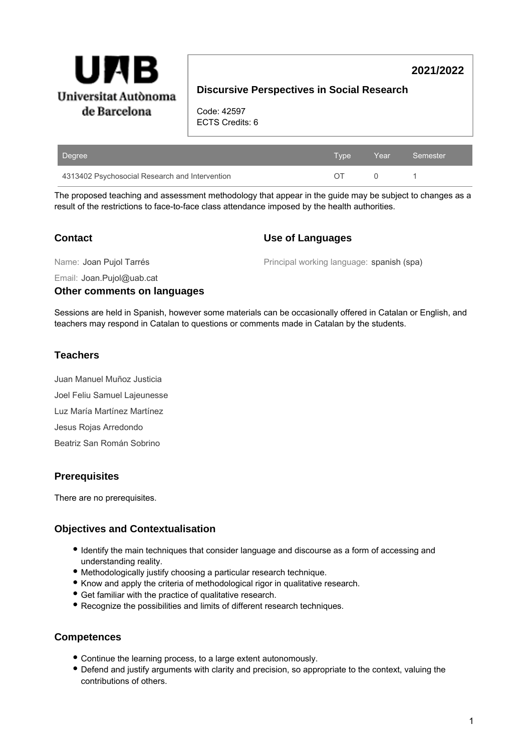UAB Universitat Autònoma de Barcelona

**2021/2022**

## Discursive Perspectives in Social Research

Code: 42597
ECTS Credits: 6

| Degree | Type | Year | Semester |
|---|---|---|---|
| 4313402 Psychosocial Research and Intervention | OT | 0 | 1 |

The proposed teaching and assessment methodology that appear in the guide may be subject to changes as a result of the restrictions to face-to-face class attendance imposed by the health authorities.

### Contact

Name: Joan Pujol Tarrés

Email: Joan.Pujol@uab.cat

### Use of Languages

Principal working language: spanish (spa)

### Other comments on languages

Sessions are held in Spanish, however some materials can be occasionally offered in Catalan or English, and teachers may respond in Catalan to questions or comments made in Catalan by the students.

### Teachers

Juan Manuel Muñoz Justicia

Joel Feliu Samuel Lajeunesse

Luz María Martínez Martínez

Jesus Rojas Arredondo

Beatriz San Román Sobrino

### Prerequisites

There are no prerequisites.

### Objectives and Contextualisation

- Identify the main techniques that consider language and discourse as a form of accessing and understanding reality.
- Methodologically justify choosing a particular research technique.
- Know and apply the criteria of methodological rigor in qualitative research.
- Get familiar with the practice of qualitative research.
- Recognize the possibilities and limits of different research techniques.

### Competences

- Continue the learning process, to a large extent autonomously.
- Defend and justify arguments with clarity and precision, so appropriate to the context, valuing the contributions of others.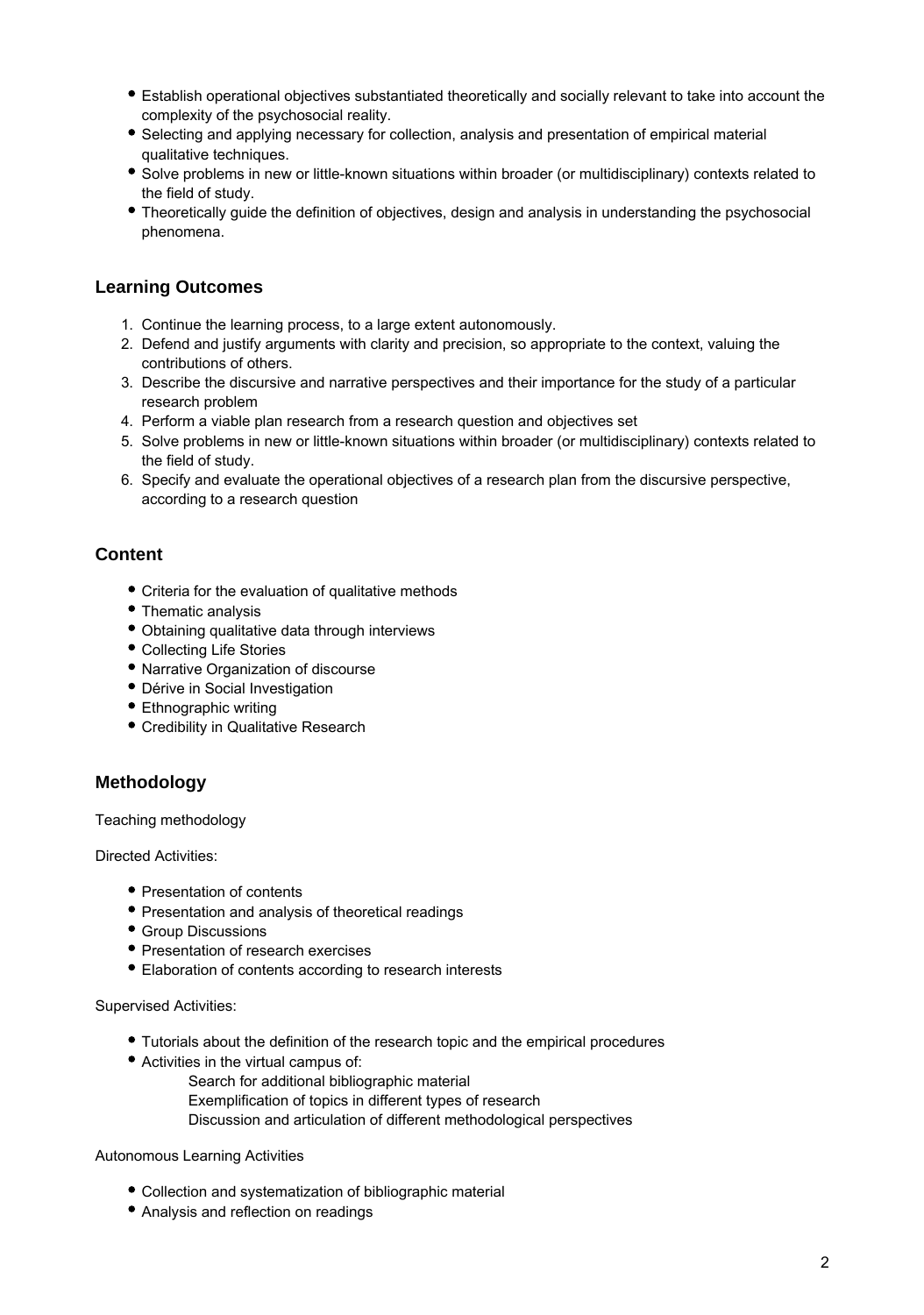- Establish operational objectives substantiated theoretically and socially relevant to take into account the complexity of the psychosocial reality.
- Selecting and applying necessary for collection, analysis and presentation of empirical material qualitative techniques.
- Solve problems in new or little-known situations within broader (or multidisciplinary) contexts related to the field of study.
- Theoretically guide the definition of objectives, design and analysis in understanding the psychosocial phenomena.

## Learning Outcomes

1. Continue the learning process, to a large extent autonomously.
2. Defend and justify arguments with clarity and precision, so appropriate to the context, valuing the contributions of others.
3. Describe the discursive and narrative perspectives and their importance for the study of a particular research problem
4. Perform a viable plan research from a research question and objectives set
5. Solve problems in new or little-known situations within broader (or multidisciplinary) contexts related to the field of study.
6. Specify and evaluate the operational objectives of a research plan from the discursive perspective, according to a research question

## Content

- Criteria for the evaluation of qualitative methods
- Thematic analysis
- Obtaining qualitative data through interviews
- Collecting Life Stories
- Narrative Organization of discourse
- Dérive in Social Investigation
- Ethnographic writing
- Credibility in Qualitative Research

## Methodology

Teaching methodology

Directed Activities:

- Presentation of contents
- Presentation and analysis of theoretical readings
- Group Discussions
- Presentation of research exercises
- Elaboration of contents according to research interests

Supervised Activities:

- Tutorials about the definition of the research topic and the empirical procedures
- Activities in the virtual campus of:
  - Search for additional bibliographic material
  - Exemplification of topics in different types of research
  - Discussion and articulation of different methodological perspectives

Autonomous Learning Activities

- Collection and systematization of bibliographic material
- Analysis and reflection on readings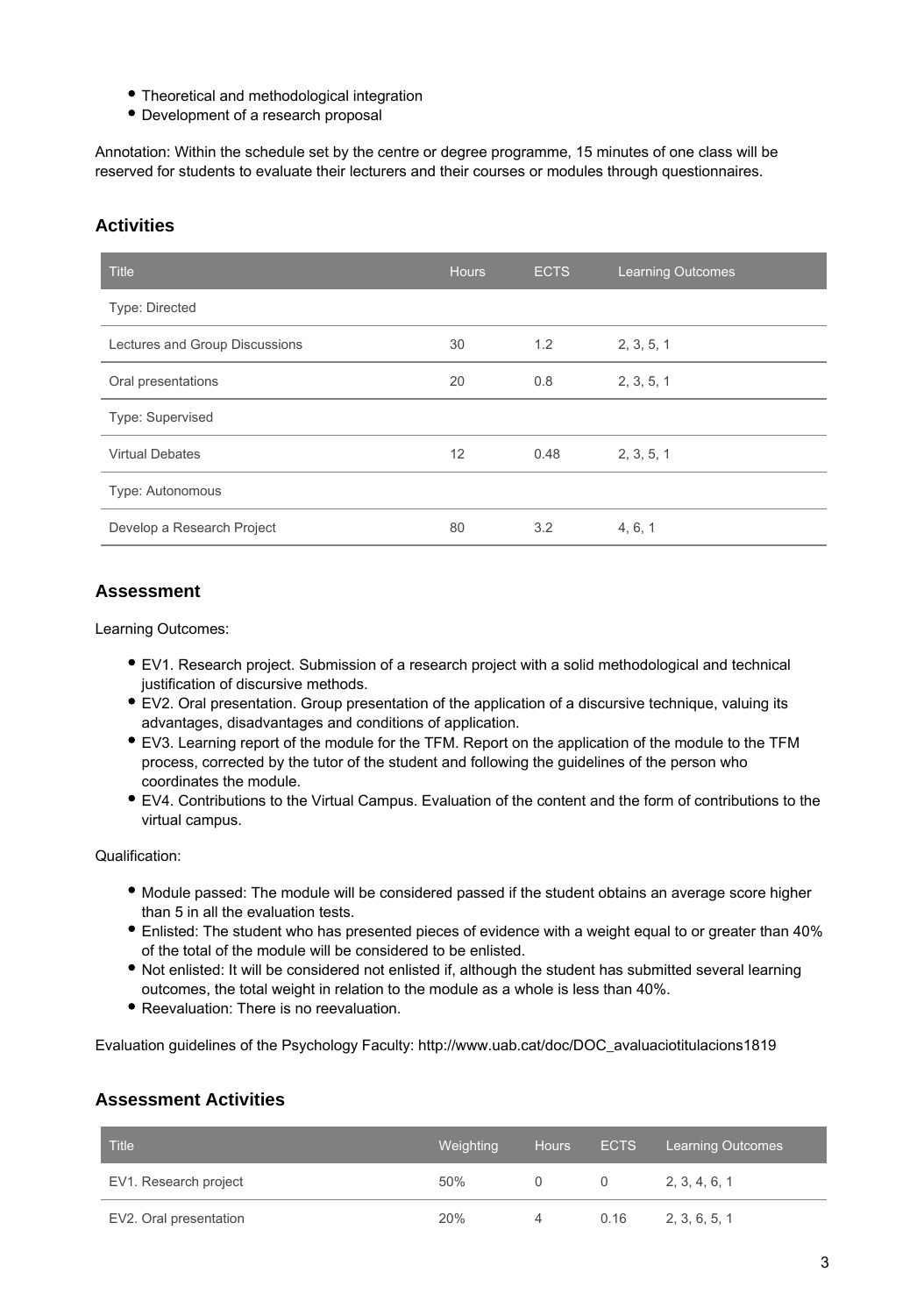- Theoretical and methodological integration
- Development of a research proposal

Annotation: Within the schedule set by the centre or degree programme, 15 minutes of one class will be reserved for students to evaluate their lecturers and their courses or modules through questionnaires.

## Activities

| Title | Hours | ECTS | Learning Outcomes |
|---|---|---|---|
| Type: Directed | | | |
| Lectures and Group Discussions | 30 | 1.2 | 2, 3, 5, 1 |
| Oral presentations | 20 | 0.8 | 2, 3, 5, 1 |
| Type: Supervised | | | |
| Virtual Debates | 12 | 0.48 | 2, 3, 5, 1 |
| Type: Autonomous | | | |
| Develop a Research Project | 80 | 3.2 | 4, 6, 1 |

## Assessment

Learning Outcomes:

- EV1. Research project. Submission of a research project with a solid methodological and technical justification of discursive methods.
- EV2. Oral presentation. Group presentation of the application of a discursive technique, valuing its advantages, disadvantages and conditions of application.
- EV3. Learning report of the module for the TFM. Report on the application of the module to the TFM process, corrected by the tutor of the student and following the guidelines of the person who coordinates the module.
- EV4. Contributions to the Virtual Campus. Evaluation of the content and the form of contributions to the virtual campus.

Qualification:

- Module passed: The module will be considered passed if the student obtains an average score higher than 5 in all the evaluation tests.
- Enlisted: The student who has presented pieces of evidence with a weight equal to or greater than 40% of the total of the module will be considered to be enlisted.
- Not enlisted: It will be considered not enlisted if, although the student has submitted several learning outcomes, the total weight in relation to the module as a whole is less than 40%.
- Reevaluation: There is no reevaluation.

Evaluation guidelines of the Psychology Faculty: http://www.uab.cat/doc/DOC_avaluaciotitulacions1819

## Assessment Activities

| Title | Weighting | Hours | ECTS | Learning Outcomes |
|---|---|---|---|---|
| EV1. Research project | 50% | 0 | 0 | 2, 3, 4, 6, 1 |
| EV2. Oral presentation | 20% | 4 | 0.16 | 2, 3, 6, 5, 1 |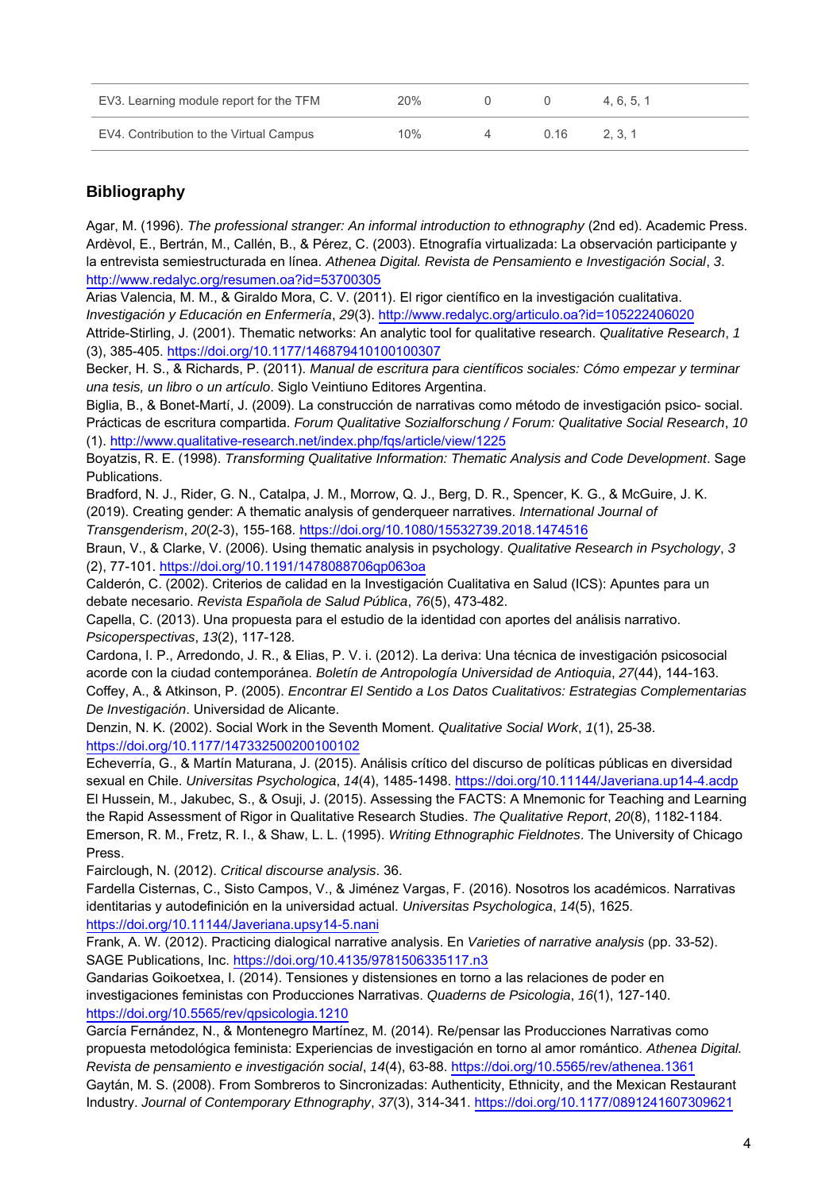| EV3. Learning module report for the TFM | 20% | 0 | 0 | 4, 6, 5, 1 |
|---|---|---|---|---|
| EV4. Contribution to the Virtual Campus | 10% | 4 | 0.16 | 2, 3, 1 |

## Bibliography

Agar, M. (1996). *The professional stranger: An informal introduction to ethnography* (2nd ed). Academic Press.

Ardèvol, E., Bertrán, M., Callén, B., & Pérez, C. (2003). Etnografía virtualizada: La observación participante y la entrevista semiestructurada en línea. *Athenea Digital. Revista de Pensamiento e Investigación Social*, *3*. http://www.redalyc.org/resumen.oa?id=53700305

Arias Valencia, M. M., & Giraldo Mora, C. V. (2011). El rigor científico en la investigación cualitativa. *Investigación y Educación en Enfermería*, *29*(3). http://www.redalyc.org/articulo.oa?id=105222406020

Attride-Stirling, J. (2001). Thematic networks: An analytic tool for qualitative research. *Qualitative Research*, *1* (3), 385-405. https://doi.org/10.1177/146879410100100307

Becker, H. S., & Richards, P. (2011). *Manual de escritura para científicos sociales: Cómo empezar y terminar una tesis, un libro o un artículo*. Siglo Veintiuno Editores Argentina.

Biglia, B., & Bonet-Martí, J. (2009). La construcción de narrativas como método de investigación psico- social. Prácticas de escritura compartida. *Forum Qualitative Sozialforschung / Forum: Qualitative Social Research*, *10* (1). http://www.qualitative-research.net/index.php/fqs/article/view/1225

Boyatzis, R. E. (1998). *Transforming Qualitative Information: Thematic Analysis and Code Development*. Sage Publications.

Bradford, N. J., Rider, G. N., Catalpa, J. M., Morrow, Q. J., Berg, D. R., Spencer, K. G., & McGuire, J. K. (2019). Creating gender: A thematic analysis of genderqueer narratives. *International Journal of Transgenderism*, *20*(2-3), 155-168. https://doi.org/10.1080/15532739.2018.1474516

Braun, V., & Clarke, V. (2006). Using thematic analysis in psychology. *Qualitative Research in Psychology*, *3* (2), 77-101. https://doi.org/10.1191/1478088706qp063oa

Calderón, C. (2002). Criterios de calidad en la Investigación Cualitativa en Salud (ICS): Apuntes para un debate necesario. *Revista Española de Salud Pública*, *76*(5), 473-482.

Capella, C. (2013). Una propuesta para el estudio de la identidad con aportes del análisis narrativo. *Psicoperspectivas*, *13*(2), 117-128.

Cardona, I. P., Arredondo, J. R., & Elias, P. V. i. (2012). La deriva: Una técnica de investigación psicosocial acorde con la ciudad contemporánea. *Boletín de Antropología Universidad de Antioquia*, *27*(44), 144-163.

Coffey, A., & Atkinson, P. (2005). *Encontrar El Sentido a Los Datos Cualitativos: Estrategias Complementarias De Investigación*. Universidad de Alicante.

Denzin, N. K. (2002). Social Work in the Seventh Moment. *Qualitative Social Work*, *1*(1), 25-38. https://doi.org/10.1177/147332500200100102

Echeverría, G., & Martín Maturana, J. (2015). Análisis crítico del discurso de políticas públicas en diversidad sexual en Chile. *Universitas Psychologica*, *14*(4), 1485-1498. https://doi.org/10.11144/Javeriana.up14-4.acdp

El Hussein, M., Jakubec, S., & Osuji, J. (2015). Assessing the FACTS: A Mnemonic for Teaching and Learning the Rapid Assessment of Rigor in Qualitative Research Studies. *The Qualitative Report*, *20*(8), 1182-1184.

Emerson, R. M., Fretz, R. I., & Shaw, L. L. (1995). *Writing Ethnographic Fieldnotes*. The University of Chicago Press.

Fairclough, N. (2012). *Critical discourse analysis*. 36.

Fardella Cisternas, C., Sisto Campos, V., & Jiménez Vargas, F. (2016). Nosotros los académicos. Narrativas identitarias y autodefinición en la universidad actual. *Universitas Psychologica*, *14*(5), 1625. https://doi.org/10.11144/Javeriana.upsy14-5.nani

Frank, A. W. (2012). Practicing dialogical narrative analysis. En *Varieties of narrative analysis* (pp. 33-52). SAGE Publications, Inc. https://doi.org/10.4135/9781506335117.n3

Gandarias Goikoetxea, I. (2014). Tensiones y distensiones en torno a las relaciones de poder en investigaciones feministas con Producciones Narrativas. *Quaderns de Psicologia*, *16*(1), 127-140. https://doi.org/10.5565/rev/qpsicologia.1210

García Fernández, N., & Montenegro Martínez, M. (2014). Re/pensar las Producciones Narrativas como propuesta metodológica feminista: Experiencias de investigación en torno al amor romántico. *Athenea Digital. Revista de pensamiento e investigación social*, *14*(4), 63-88. https://doi.org/10.5565/rev/athenea.1361

Gaytán, M. S. (2008). From Sombreros to Sincronizadas: Authenticity, Ethnicity, and the Mexican Restaurant Industry. *Journal of Contemporary Ethnography*, *37*(3), 314-341. https://doi.org/10.1177/0891241607309621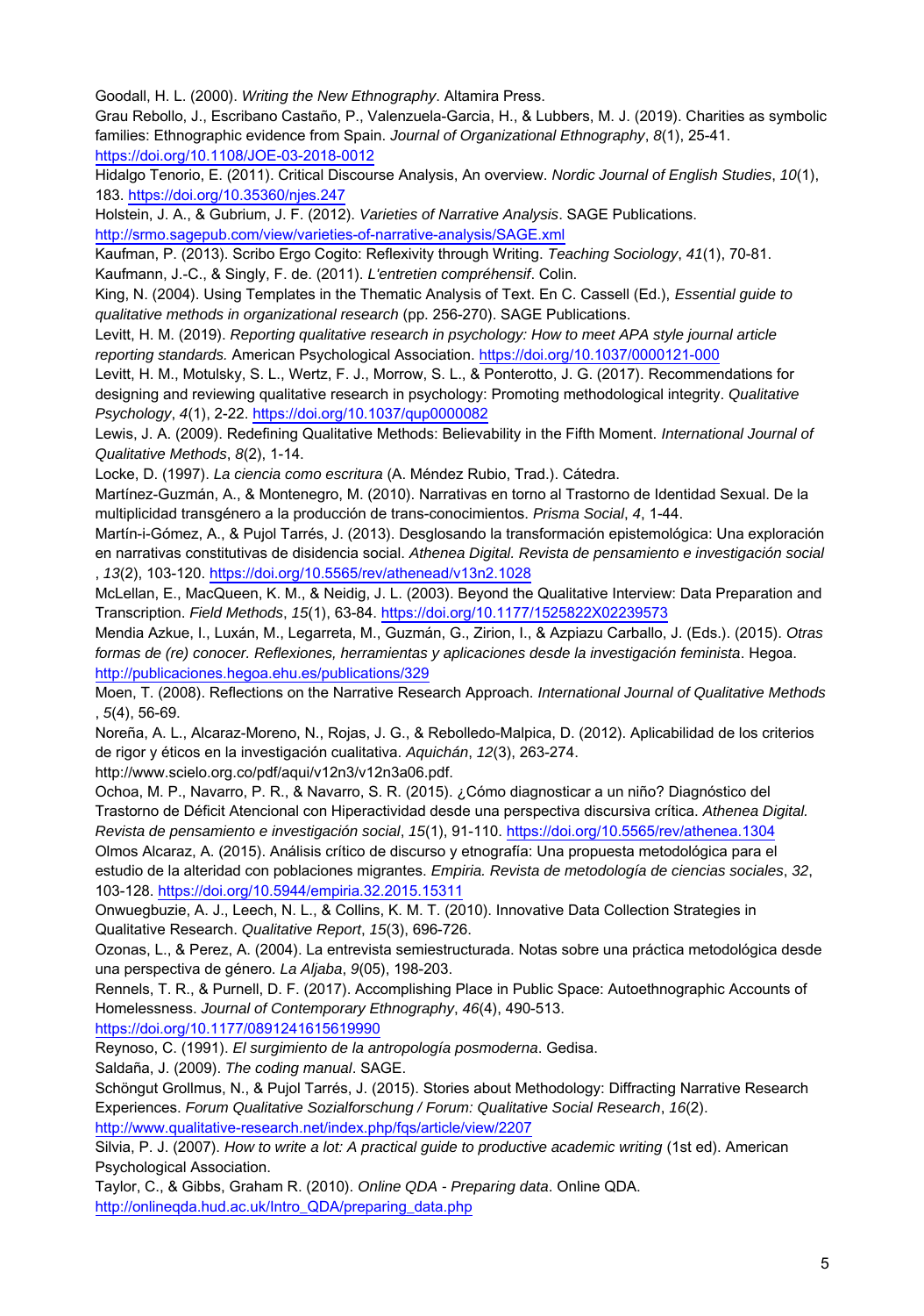Goodall, H. L. (2000). *Writing the New Ethnography*. Altamira Press.

Grau Rebollo, J., Escribano Castaño, P., Valenzuela-Garcia, H., & Lubbers, M. J. (2019). Charities as symbolic families: Ethnographic evidence from Spain. *Journal of Organizational Ethnography*, *8*(1), 25-41. https://doi.org/10.1108/JOE-03-2018-0012

Hidalgo Tenorio, E. (2011). Critical Discourse Analysis, An overview. *Nordic Journal of English Studies*, *10*(1), 183. https://doi.org/10.35360/njes.247

Holstein, J. A., & Gubrium, J. F. (2012). *Varieties of Narrative Analysis*. SAGE Publications. http://srmo.sagepub.com/view/varieties-of-narrative-analysis/SAGE.xml

Kaufman, P. (2013). Scribo Ergo Cogito: Reflexivity through Writing. *Teaching Sociology*, *41*(1), 70-81.

Kaufmann, J.-C., & Singly, F. de. (2011). *L'entretien compréhensif*. Colin.

King, N. (2004). Using Templates in the Thematic Analysis of Text. En C. Cassell (Ed.), *Essential guide to qualitative methods in organizational research* (pp. 256-270). SAGE Publications.

Levitt, H. M. (2019). *Reporting qualitative research in psychology: How to meet APA style journal article reporting standards.* American Psychological Association. https://doi.org/10.1037/0000121-000

Levitt, H. M., Motulsky, S. L., Wertz, F. J., Morrow, S. L., & Ponterotto, J. G. (2017). Recommendations for designing and reviewing qualitative research in psychology: Promoting methodological integrity. *Qualitative Psychology*, *4*(1), 2-22. https://doi.org/10.1037/qup0000082

Lewis, J. A. (2009). Redefining Qualitative Methods: Believability in the Fifth Moment. *International Journal of Qualitative Methods*, *8*(2), 1-14.

Locke, D. (1997). *La ciencia como escritura* (A. Méndez Rubio, Trad.). Cátedra.

Martínez-Guzmán, A., & Montenegro, M. (2010). Narrativas en torno al Trastorno de Identidad Sexual. De la multiplicidad transgénero a la producción de trans-conocimientos. *Prisma Social*, *4*, 1-44.

Martín-i-Gómez, A., & Pujol Tarrés, J. (2013). Desglosando la transformación epistemológica: Una exploración en narrativas constitutivas de disidencia social. *Athenea Digital. Revista de pensamiento e investigación social*, *13*(2), 103-120. https://doi.org/10.5565/rev/athenead/v13n2.1028

McLellan, E., MacQueen, K. M., & Neidig, J. L. (2003). Beyond the Qualitative Interview: Data Preparation and Transcription. *Field Methods*, *15*(1), 63-84. https://doi.org/10.1177/1525822X02239573

Mendia Azkue, I., Luxán, M., Legarreta, M., Guzmán, G., Zirion, I., & Azpiazu Carballo, J. (Eds.). (2015). *Otras formas de (re) conocer. Reflexiones, herramientas y aplicaciones desde la investigación feminista*. Hegoa. http://publicaciones.hegoa.ehu.es/publications/329

Moen, T. (2008). Reflections on the Narrative Research Approach. *International Journal of Qualitative Methods*, *5*(4), 56-69.

Noreña, A. L., Alcaraz-Moreno, N., Rojas, J. G., & Rebolledo-Malpica, D. (2012). Aplicabilidad de los criterios de rigor y éticos en la investigación cualitativa. *Aquichán*, *12*(3), 263-274. http://www.scielo.org.co/pdf/aqui/v12n3/v12n3a06.pdf.

Ochoa, M. P., Navarro, P. R., & Navarro, S. R. (2015). ¿Cómo diagnosticar a un niño? Diagnóstico del Trastorno de Déficit Atencional con Hiperactividad desde una perspectiva discursiva crítica. *Athenea Digital. Revista de pensamiento e investigación social*, *15*(1), 91-110. https://doi.org/10.5565/rev/athenea.1304

Olmos Alcaraz, A. (2015). Análisis crítico de discurso y etnografía: Una propuesta metodológica para el estudio de la alteridad con poblaciones migrantes. *Empiria. Revista de metodología de ciencias sociales*, *32*, 103-128. https://doi.org/10.5944/empiria.32.2015.15311

Onwuegbuzie, A. J., Leech, N. L., & Collins, K. M. T. (2010). Innovative Data Collection Strategies in Qualitative Research. *Qualitative Report*, *15*(3), 696-726.

Ozonas, L., & Perez, A. (2004). La entrevista semiestructurada. Notas sobre una práctica metodológica desde una perspectiva de género. *La Aljaba*, *9*(05), 198-203.

Rennels, T. R., & Purnell, D. F. (2017). Accomplishing Place in Public Space: Autoethnographic Accounts of Homelessness. *Journal of Contemporary Ethnography*, *46*(4), 490-513. https://doi.org/10.1177/0891241615619990

Reynoso, C. (1991). *El surgimiento de la antropología posmoderna*. Gedisa.

Saldaña, J. (2009). *The coding manual*. SAGE.

Schöngut Grollmus, N., & Pujol Tarrés, J. (2015). Stories about Methodology: Diffracting Narrative Research Experiences. *Forum Qualitative Sozialforschung / Forum: Qualitative Social Research*, *16*(2). http://www.qualitative-research.net/index.php/fqs/article/view/2207

Silvia, P. J. (2007). *How to write a lot: A practical guide to productive academic writing* (1st ed). American Psychological Association.

Taylor, C., & Gibbs, Graham R. (2010). *Online QDA - Preparing data*. Online QDA. http://onlineqda.hud.ac.uk/Intro_QDA/preparing_data.php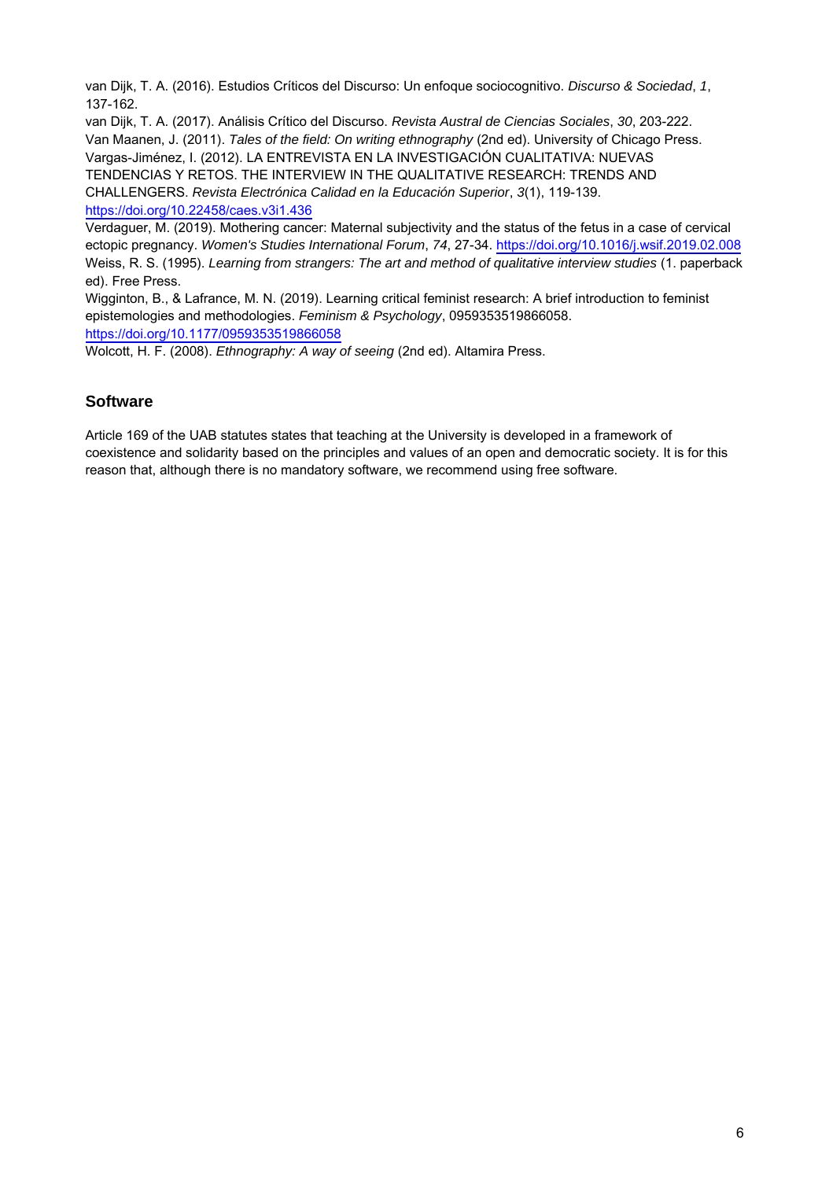van Dijk, T. A. (2016). Estudios Críticos del Discurso: Un enfoque sociocognitivo. *Discurso & Sociedad*, *1*, 137-162.

van Dijk, T. A. (2017). Análisis Crítico del Discurso. *Revista Austral de Ciencias Sociales*, *30*, 203-222.

Van Maanen, J. (2011). *Tales of the field: On writing ethnography* (2nd ed). University of Chicago Press.

Vargas-Jiménez, I. (2012). LA ENTREVISTA EN LA INVESTIGACIÓN CUALITATIVA: NUEVAS TENDENCIAS Y RETOS. THE INTERVIEW IN THE QUALITATIVE RESEARCH: TRENDS AND CHALLENGERS. *Revista Electrónica Calidad en la Educación Superior*, *3*(1), 119-139. https://doi.org/10.22458/caes.v3i1.436

Verdaguer, M. (2019). Mothering cancer: Maternal subjectivity and the status of the fetus in a case of cervical ectopic pregnancy. *Women's Studies International Forum*, *74*, 27-34. https://doi.org/10.1016/j.wsif.2019.02.008

Weiss, R. S. (1995). *Learning from strangers: The art and method of qualitative interview studies* (1. paperback ed). Free Press.

Wigginton, B., & Lafrance, M. N. (2019). Learning critical feminist research: A brief introduction to feminist epistemologies and methodologies. *Feminism & Psychology*, 0959353519866058. https://doi.org/10.1177/0959353519866058

Wolcott, H. F. (2008). *Ethnography: A way of seeing* (2nd ed). Altamira Press.

## Software

Article 169 of the UAB statutes states that teaching at the University is developed in a framework of coexistence and solidarity based on the principles and values of an open and democratic society. It is for this reason that, although there is no mandatory software, we recommend using free software.